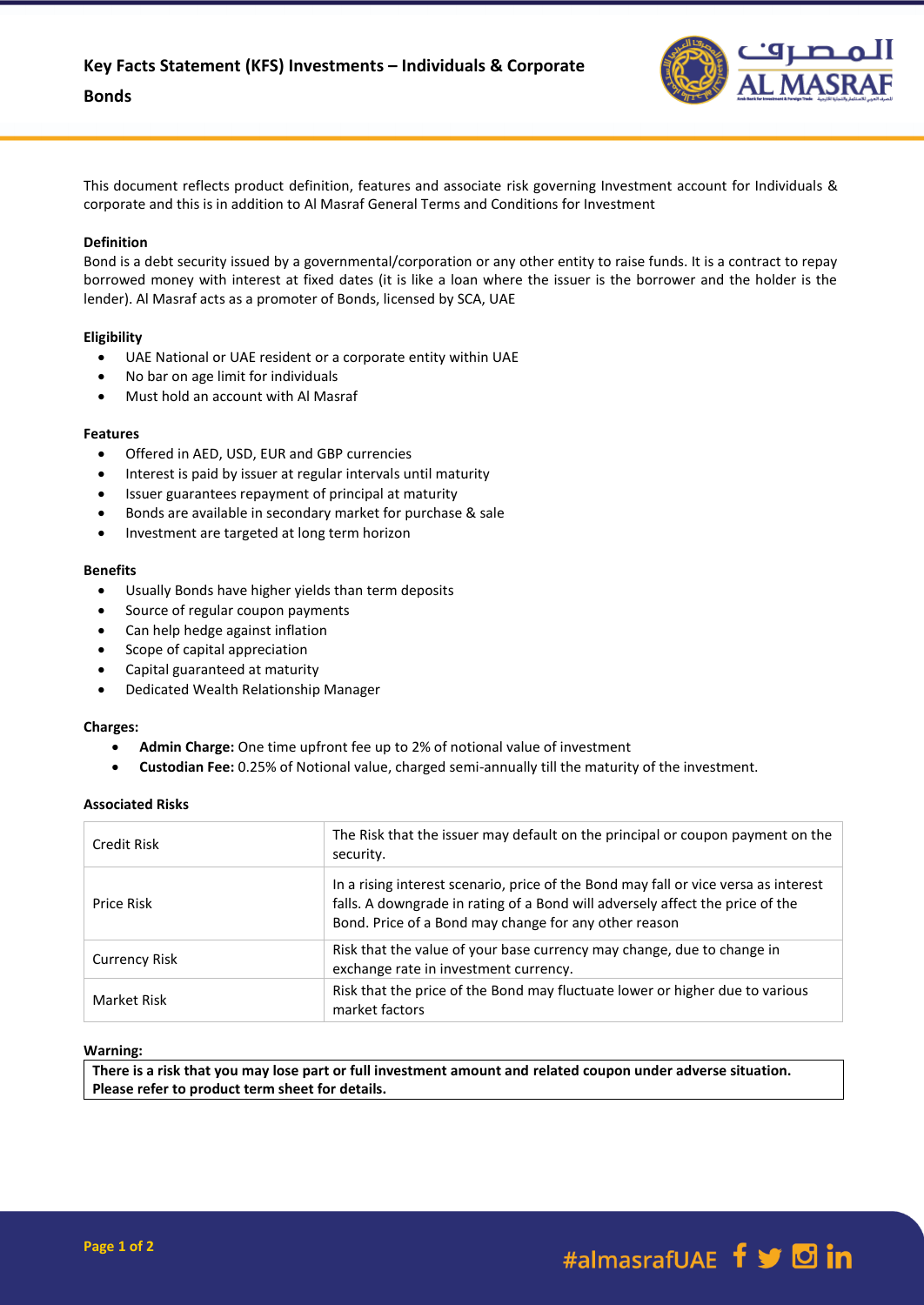# Key Facts Statement (KFS) Investments – Individuals & Corporate Bonds

This document reflects product definition, features and associate risk governing Investment account for Individuals & corporate and this is in addition to Al Masraf General Terms and Conditions for Investment

### Definition

Bond is a debt security issued by a governmental/corporation or any other entity to raise funds. It is a contract to repay borrowed money with interest at fixed dates (it is like a loan where the issuer is the borrower and the holder is the lender). Al Masraf acts as a promoter of Bonds, licensed by SCA, UAE

### Eligibility

- UAE National or UAE resident or a corporate entity within UAE
- No bar on age limit for individuals
- Must hold an account with Al Masraf

### Features

- Offered in AED, USD, EUR and GBP currencies
- Interest is paid by issuer at regular intervals until maturity
- Issuer guarantees repayment of principal at maturity
- Bonds are available in secondary market for purchase & sale
- Investment are targeted at long term horizon

### Benefits

- Usually Bonds have higher yields than term deposits
- Source of regular coupon payments
- Can help hedge against inflation
- Scope of capital appreciation
- Capital guaranteed at maturity
- Dedicated Wealth Relationship Manager

### Charges:

- **Admin Charge:** One time upfront fee up to 2% of notional value of investment
- **Custodian Fee:** 0.25% of Notional value, charged semi-annually till the maturity of the investment.

### Associated Risks

| | |
|---|---|
| Credit Risk | The Risk that the issuer may default on the principal or coupon payment on the security. |
| Price Risk | In a rising interest scenario, price of the Bond may fall or vice versa as interest falls. A downgrade in rating of a Bond will adversely affect the price of the Bond. Price of a Bond may change for any other reason |
| Currency Risk | Risk that the value of your base currency may change, due to change in exchange rate in investment currency. |
| Market Risk | Risk that the price of the Bond may fluctuate lower or higher due to various market factors |

### Warning:

**There is a risk that you may lose part or full investment amount and related coupon under adverse situation. Please refer to product term sheet for details.**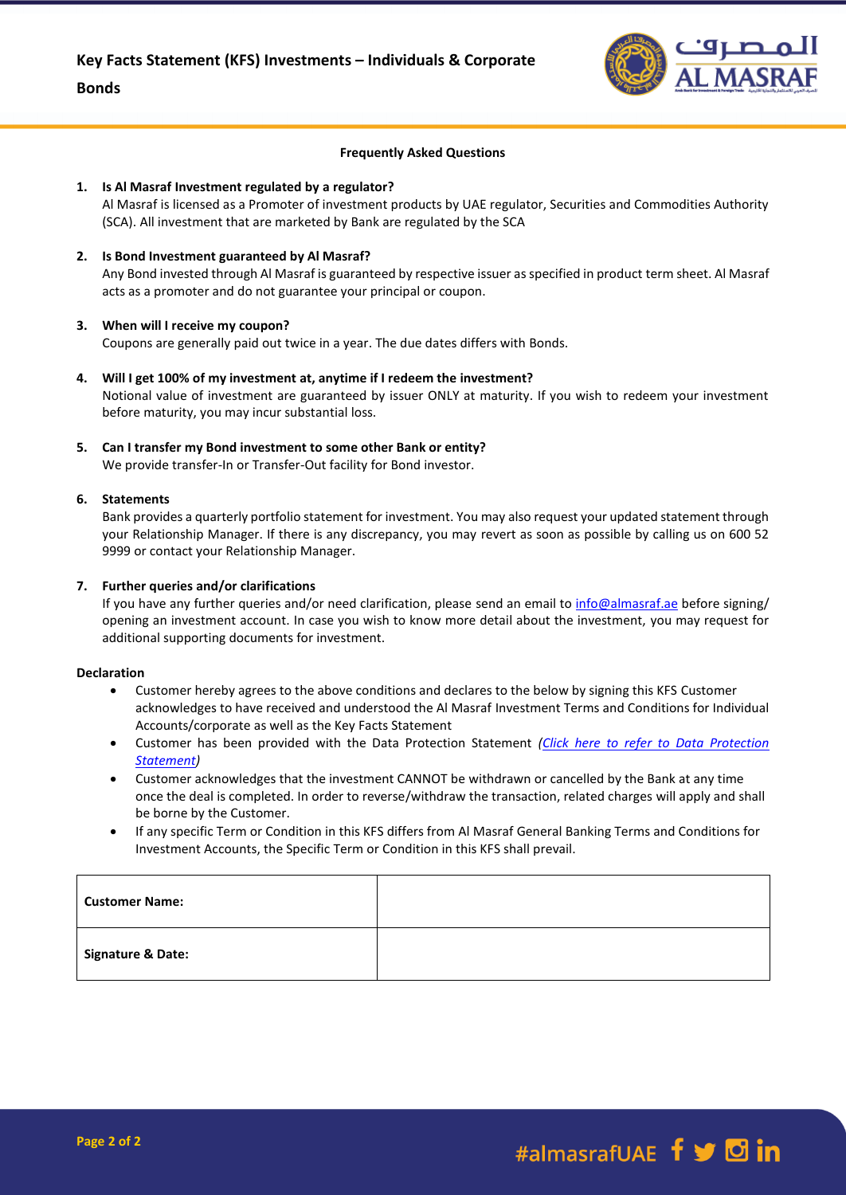## Frequently Asked Questions

1. **Is Al Masraf Investment regulated by a regulator?**
   Al Masraf is licensed as a Promoter of investment products by UAE regulator, Securities and Commodities Authority (SCA). All investment that are marketed by Bank are regulated by the SCA

2. **Is Bond Investment guaranteed by Al Masraf?**
   Any Bond invested through Al Masraf is guaranteed by respective issuer as specified in product term sheet. Al Masraf acts as a promoter and do not guarantee your principal or coupon.

3. **When will I receive my coupon?**
   Coupons are generally paid out twice in a year. The due dates differs with Bonds.

4. **Will I get 100% of my investment at, anytime if I redeem the investment?**
   Notional value of investment are guaranteed by issuer ONLY at maturity. If you wish to redeem your investment before maturity, you may incur substantial loss.

5. **Can I transfer my Bond investment to some other Bank or entity?**
   We provide transfer-In or Transfer-Out facility for Bond investor.

6. **Statements**
   Bank provides a quarterly portfolio statement for investment. You may also request your updated statement through your Relationship Manager. If there is any discrepancy, you may revert as soon as possible by calling us on 600 52 9999 or contact your Relationship Manager.

7. **Further queries and/or clarifications**
   If you have any further queries and/or need clarification, please send an email to info@almasraf.ae before signing/ opening an investment account. In case you wish to know more detail about the investment, you may request for additional supporting documents for investment.

**Declaration**

- Customer hereby agrees to the above conditions and declares to the below by signing this KFS Customer acknowledges to have received and understood the Al Masraf Investment Terms and Conditions for Individual Accounts/corporate as well as the Key Facts Statement
- Customer has been provided with the Data Protection Statement *(Click here to refer to Data Protection Statement)*
- Customer acknowledges that the investment CANNOT be withdrawn or cancelled by the Bank at any time once the deal is completed. In order to reverse/withdraw the transaction, related charges will apply and shall be borne by the Customer.
- If any specific Term or Condition in this KFS differs from Al Masraf General Banking Terms and Conditions for Investment Accounts, the Specific Term or Condition in this KFS shall prevail.

| | |
|---|---|
| **Customer Name:** | |
| **Signature & Date:** | |